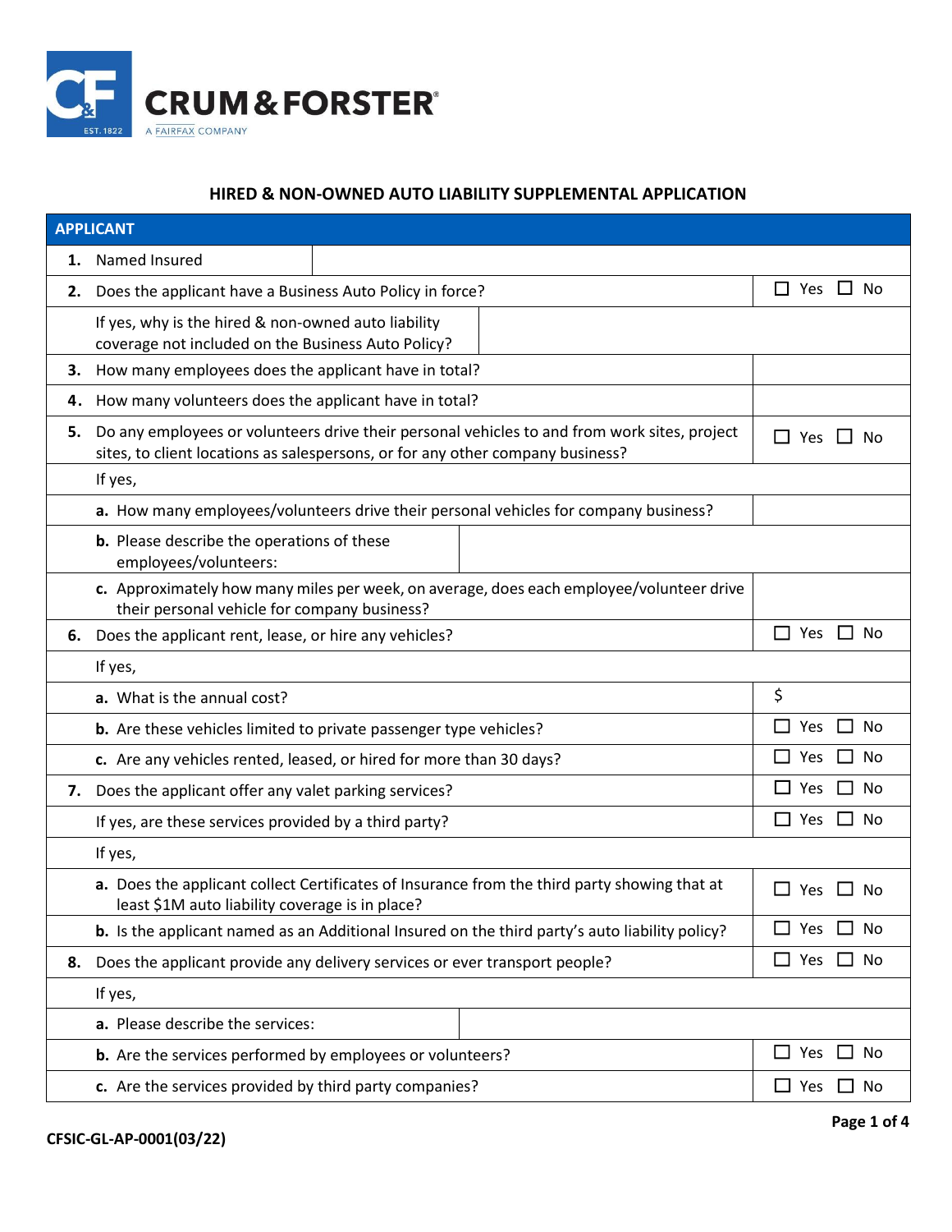CRUM & FORSTER

A FAIRFAX COMPANY

## HIRED & NON-OWNED AUTO LIABILITY SUPPLEMENTAL APPLICATION

| APPLICANT | | |
|---|---|---|
| **1.** | Named Insured | |
| **2.** | Does the applicant have a Business Auto Policy in force? | ☐ Yes ☐ No |
| | If yes, why is the hired & non-owned auto liability coverage not included on the Business Auto Policy? | |
| **3.** | How many employees does the applicant have in total? | |
| **4.** | How many volunteers does the applicant have in total? | |
| **5.** | Do any employees or volunteers drive their personal vehicles to and from work sites, project sites, to client locations as salespersons, or for any other company business? | ☐ Yes ☐ No |
| | If yes, | |
| | **a.** How many employees/volunteers drive their personal vehicles for company business? | |
| | **b.** Please describe the operations of these employees/volunteers: | |
| | **c.** Approximately how many miles per week, on average, does each employee/volunteer drive their personal vehicle for company business? | |
| **6.** | Does the applicant rent, lease, or hire any vehicles? | ☐ Yes ☐ No |
| | If yes, | |
| | **a.** What is the annual cost? | $ |
| | **b.** Are these vehicles limited to private passenger type vehicles? | ☐ Yes ☐ No |
| | **c.** Are any vehicles rented, leased, or hired for more than 30 days? | ☐ Yes ☐ No |
| **7.** | Does the applicant offer any valet parking services? | ☐ Yes ☐ No |
| | If yes, are these services provided by a third party? | ☐ Yes ☐ No |
| | If yes, | |
| | **a.** Does the applicant collect Certificates of Insurance from the third party showing that at least $1M auto liability coverage is in place? | ☐ Yes ☐ No |
| | **b.** Is the applicant named as an Additional Insured on the third party's auto liability policy? | ☐ Yes ☐ No |
| **8.** | Does the applicant provide any delivery services or ever transport people? | ☐ Yes ☐ No |
| | If yes, | |
| | **a.** Please describe the services: | |
| | **b.** Are the services performed by employees or volunteers? | ☐ Yes ☐ No |
| | **c.** Are the services provided by third party companies? | ☐ Yes ☐ No |

CFSIC-GL-AP-0001(03/22)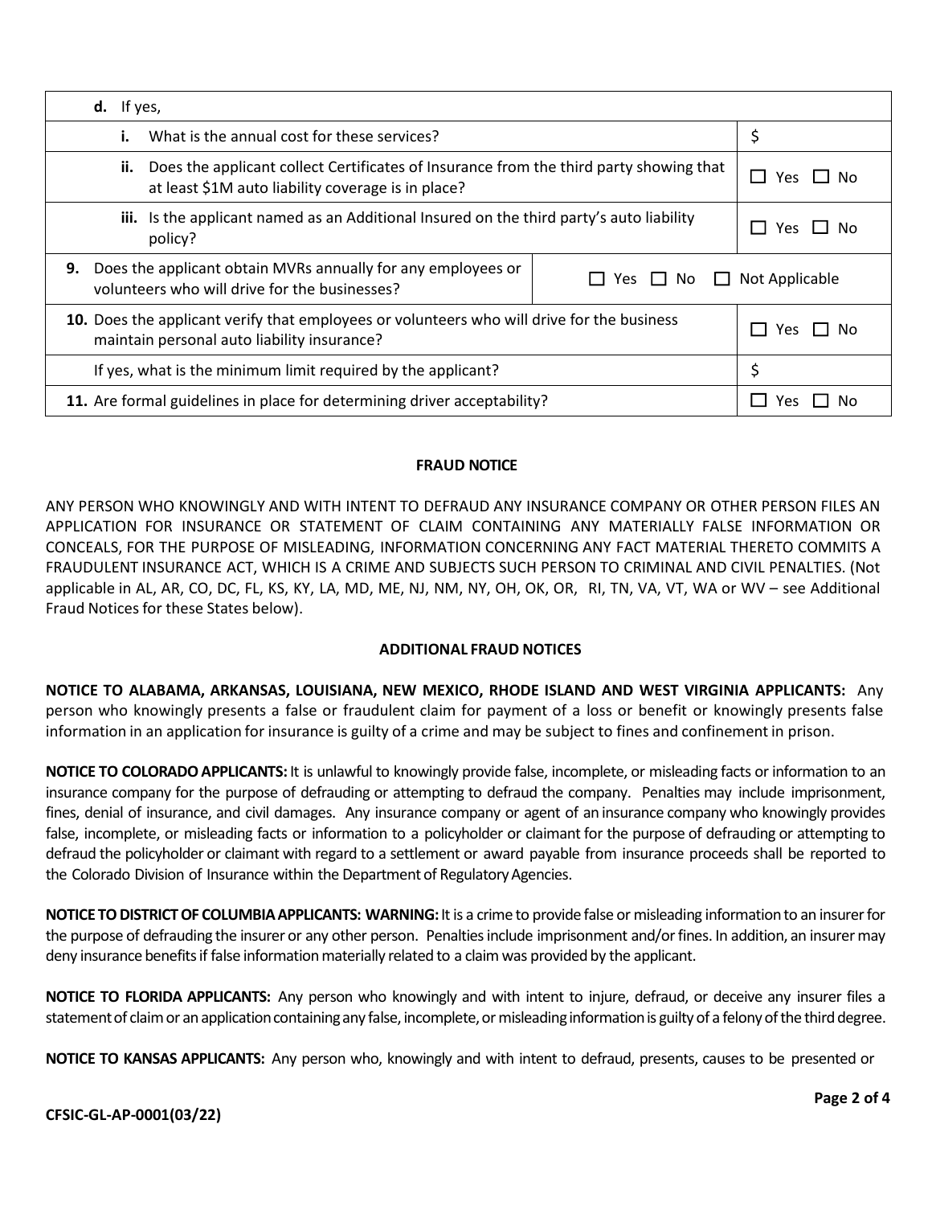| Question | Response |
| --- | --- |
| **d.** If yes, | |
| **i.** What is the annual cost for these services? | $ |
| **ii.** Does the applicant collect Certificates of Insurance from the third party showing that at least $1M auto liability coverage is in place? | ☐ Yes ☐ No |
| **iii.** Is the applicant named as an Additional Insured on the third party's auto liability policy? | ☐ Yes ☐ No |
| **9.** Does the applicant obtain MVRs annually for any employees or volunteers who will drive for the businesses? | ☐ Yes ☐ No ☐ Not Applicable |
| **10.** Does the applicant verify that employees or volunteers who will drive for the business maintain personal auto liability insurance? | ☐ Yes ☐ No |
| If yes, what is the minimum limit required by the applicant? | $ |
| **11.** Are formal guidelines in place for determining driver acceptability? | ☐ Yes ☐ No |

**FRAUD NOTICE**

ANY PERSON WHO KNOWINGLY AND WITH INTENT TO DEFRAUD ANY INSURANCE COMPANY OR OTHER PERSON FILES AN APPLICATION FOR INSURANCE OR STATEMENT OF CLAIM CONTAINING ANY MATERIALLY FALSE INFORMATION OR CONCEALS, FOR THE PURPOSE OF MISLEADING, INFORMATION CONCERNING ANY FACT MATERIAL THERETO COMMITS A FRAUDULENT INSURANCE ACT, WHICH IS A CRIME AND SUBJECTS SUCH PERSON TO CRIMINAL AND CIVIL PENALTIES. (Not applicable in AL, AR, CO, DC, FL, KS, KY, LA, MD, ME, NJ, NM, NY, OH, OK, OR, RI, TN, VA, VT, WA or WV – see Additional Fraud Notices for these States below).

**ADDITIONAL FRAUD NOTICES**

**NOTICE TO ALABAMA, ARKANSAS, LOUISIANA, NEW MEXICO, RHODE ISLAND AND WEST VIRGINIA APPLICANTS:** Any person who knowingly presents a false or fraudulent claim for payment of a loss or benefit or knowingly presents false information in an application for insurance is guilty of a crime and may be subject to fines and confinement in prison.

**NOTICE TO COLORADO APPLICANTS:** It is unlawful to knowingly provide false, incomplete, or misleading facts or information to an insurance company for the purpose of defrauding or attempting to defraud the company. Penalties may include imprisonment, fines, denial of insurance, and civil damages. Any insurance company or agent of an insurance company who knowingly provides false, incomplete, or misleading facts or information to a policyholder or claimant for the purpose of defrauding or attempting to defraud the policyholder or claimant with regard to a settlement or award payable from insurance proceeds shall be reported to the Colorado Division of Insurance within the Department of Regulatory Agencies.

**NOTICE TO DISTRICT OF COLUMBIA APPLICANTS: WARNING:** It is a crime to provide false or misleading information to an insurer for the purpose of defrauding the insurer or any other person. Penalties include imprisonment and/or fines. In addition, an insurer may deny insurance benefits if false information materially related to a claim was provided by the applicant.

**NOTICE TO FLORIDA APPLICANTS:** Any person who knowingly and with intent to injure, defraud, or deceive any insurer files a statement of claim or an application containing any false, incomplete, or misleading information is guilty of a felony of the third degree.

**NOTICE TO KANSAS APPLICANTS:** Any person who, knowingly and with intent to defraud, presents, causes to be presented or

CFSIC-GL-AP-0001(03/22)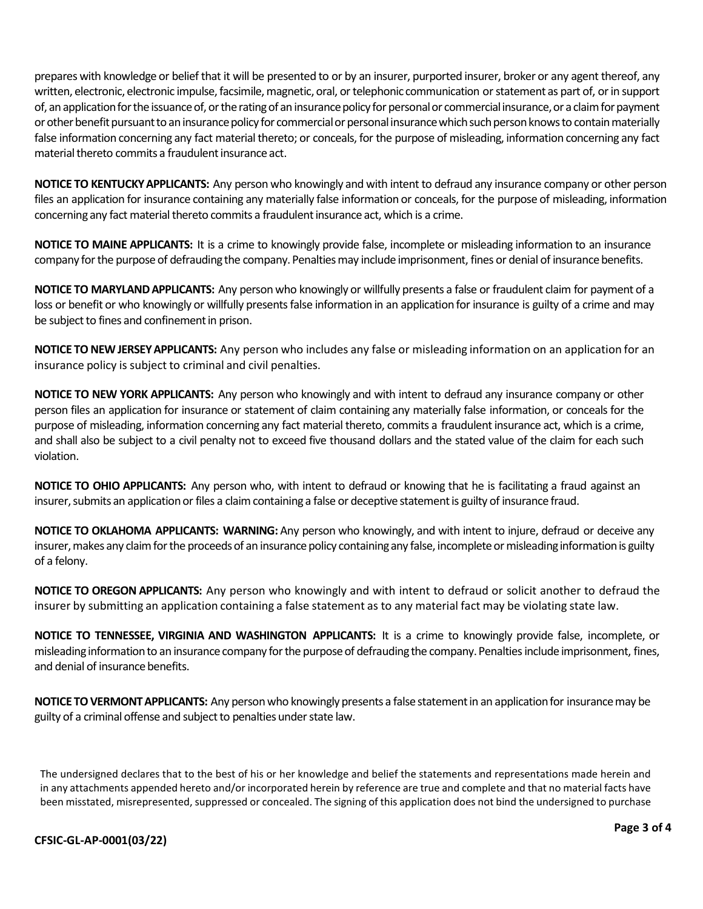prepares with knowledge or belief that it will be presented to or by an insurer, purported insurer, broker or any agent thereof, any written, electronic, electronic impulse, facsimile, magnetic, oral, or telephonic communication or statement as part of, or in support of, an application for the issuance of, or the rating of an insurance policy for personal or commercial insurance, or a claim for payment or other benefit pursuant to an insurance policy for commercial or personal insurance which such person knows to contain materially false information concerning any fact material thereto; or conceals, for the purpose of misleading, information concerning any fact material thereto commits a fraudulent insurance act.

**NOTICE TO KENTUCKY APPLICANTS:** Any person who knowingly and with intent to defraud any insurance company or other person files an application for insurance containing any materially false information or conceals, for the purpose of misleading, information concerning any fact material thereto commits a fraudulent insurance act, which is a crime.

**NOTICE TO MAINE APPLICANTS:** It is a crime to knowingly provide false, incomplete or misleading information to an insurance company for the purpose of defrauding the company. Penalties may include imprisonment, fines or denial of insurance benefits.

**NOTICE TO MARYLAND APPLICANTS:** Any person who knowingly or willfully presents a false or fraudulent claim for payment of a loss or benefit or who knowingly or willfully presents false information in an application for insurance is guilty of a crime and may be subject to fines and confinement in prison.

**NOTICE TO NEW JERSEY APPLICANTS:** Any person who includes any false or misleading information on an application for an insurance policy is subject to criminal and civil penalties.

**NOTICE TO NEW YORK APPLICANTS:** Any person who knowingly and with intent to defraud any insurance company or other person files an application for insurance or statement of claim containing any materially false information, or conceals for the purpose of misleading, information concerning any fact material thereto, commits a fraudulent insurance act, which is a crime, and shall also be subject to a civil penalty not to exceed five thousand dollars and the stated value of the claim for each such violation.

**NOTICE TO OHIO APPLICANTS:** Any person who, with intent to defraud or knowing that he is facilitating a fraud against an insurer, submits an application or files a claim containing a false or deceptive statement is guilty of insurance fraud.

**NOTICE TO OKLAHOMA APPLICANTS: WARNING:** Any person who knowingly, and with intent to injure, defraud or deceive any insurer, makes any claim for the proceeds of an insurance policy containing any false, incomplete or misleading information is guilty of a felony.

**NOTICE TO OREGON APPLICANTS:** Any person who knowingly and with intent to defraud or solicit another to defraud the insurer by submitting an application containing a false statement as to any material fact may be violating state law.

**NOTICE TO TENNESSEE, VIRGINIA AND WASHINGTON APPLICANTS:** It is a crime to knowingly provide false, incomplete, or misleading information to an insurance company for the purpose of defrauding the company. Penalties include imprisonment, fines, and denial of insurance benefits.

**NOTICE TO VERMONT APPLICANTS:** Any person who knowingly presents a false statement in an application for insurance may be guilty of a criminal offense and subject to penalties under state law.

The undersigned declares that to the best of his or her knowledge and belief the statements and representations made herein and in any attachments appended hereto and/or incorporated herein by reference are true and complete and that no material facts have been misstated, misrepresented, suppressed or concealed. The signing of this application does not bind the undersigned to purchase

**CFSIC-GL-AP-0001(03/22)**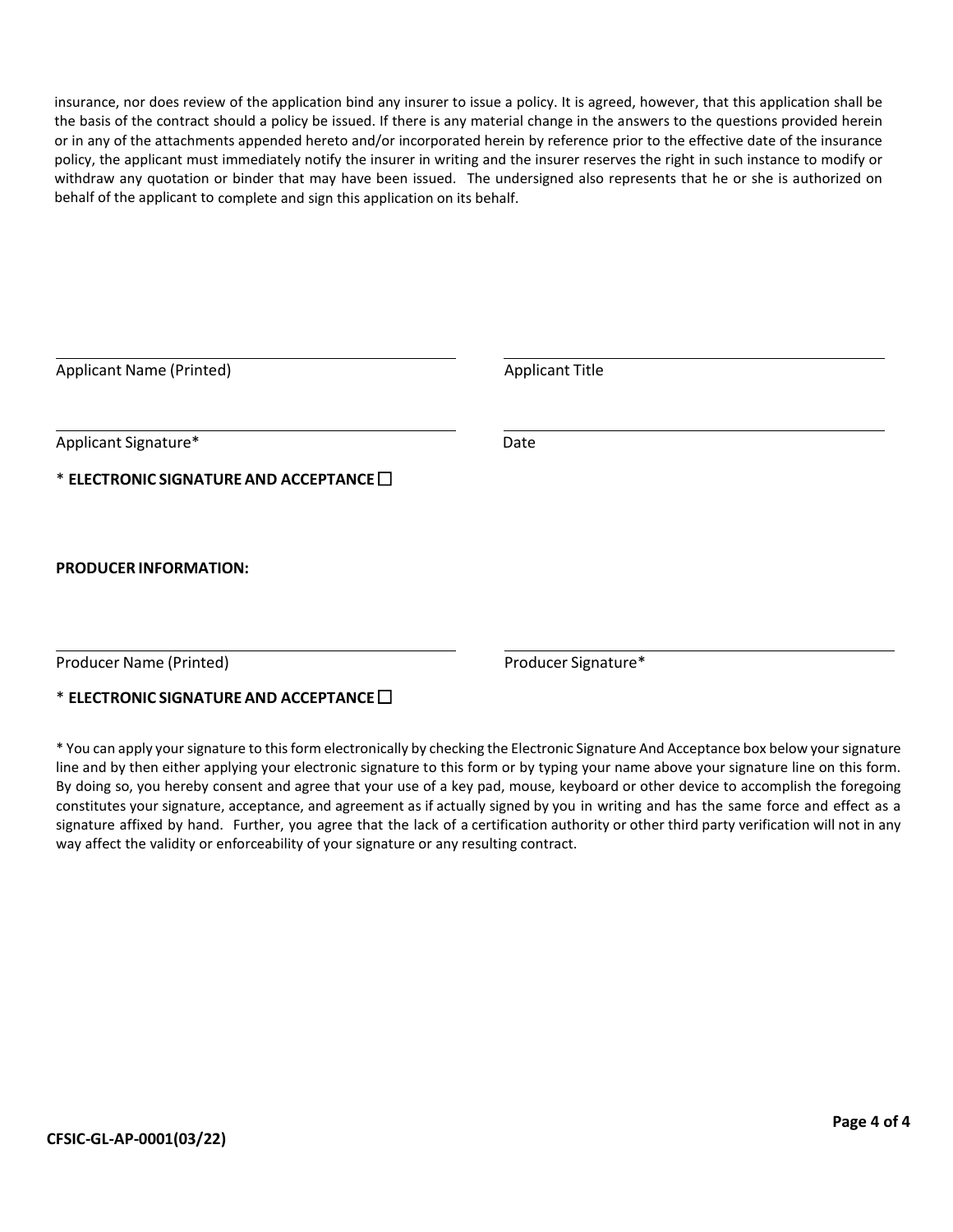insurance, nor does review of the application bind any insurer to issue a policy. It is agreed, however, that this application shall be the basis of the contract should a policy be issued. If there is any material change in the answers to the questions provided herein or in any of the attachments appended hereto and/or incorporated herein by reference prior to the effective date of the insurance policy, the applicant must immediately notify the insurer in writing and the insurer reserves the right in such instance to modify or withdraw any quotation or binder that may have been issued. The undersigned also represents that he or she is authorized on behalf of the applicant to complete and sign this application on its behalf.

Applicant Name (Printed) ______________________ Applicant Title ______________________

Applicant Signature* ______________________ Date ______________________

* **ELECTRONIC SIGNATURE AND ACCEPTANCE ☐**

**PRODUCER INFORMATION:**

Producer Name (Printed) ______________________ Producer Signature* ______________________

* **ELECTRONIC SIGNATURE AND ACCEPTANCE ☐**

* You can apply your signature to this form electronically by checking the Electronic Signature And Acceptance box below your signature line and by then either applying your electronic signature to this form or by typing your name above your signature line on this form. By doing so, you hereby consent and agree that your use of a key pad, mouse, keyboard or other device to accomplish the foregoing constitutes your signature, acceptance, and agreement as if actually signed by you in writing and has the same force and effect as a signature affixed by hand. Further, you agree that the lack of a certification authority or other third party verification will not in any way affect the validity or enforceability of your signature or any resulting contract.

**CFSIC-GL-AP-0001(03/22)**